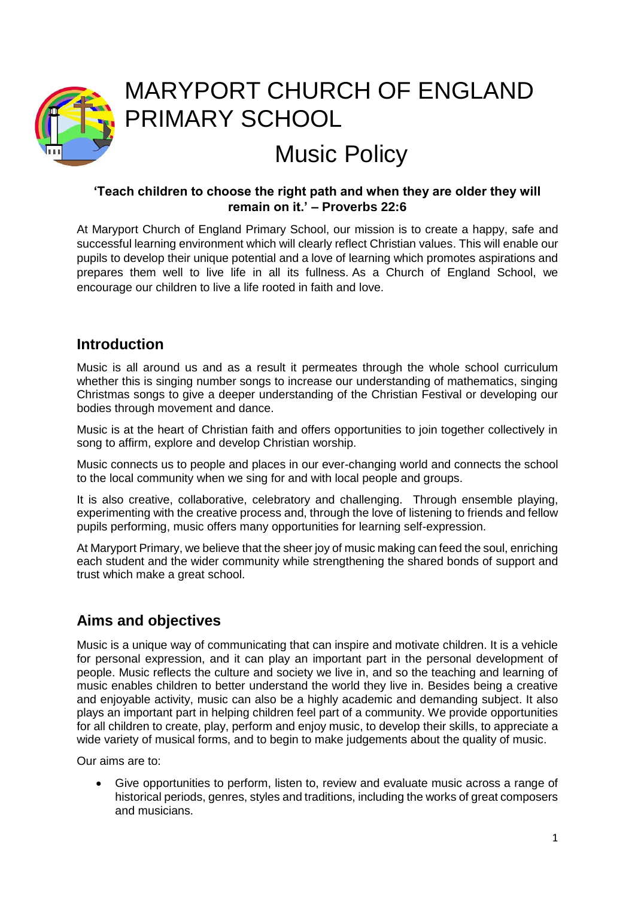# MARYPORT CHURCH OF ENGLAND PRIMARY SCHOOL

# Music Policy

**'Teach children to choose the right path and when they are older they will remain on it.' – Proverbs 22:6**

At Maryport Church of England Primary School, our mission is to create a happy, safe and successful learning environment which will clearly reflect Christian values. This will enable our pupils to develop their unique potential and a love of learning which promotes aspirations and prepares them well to live life in all its fullness. As a Church of England School, we encourage our children to live a life rooted in faith and love.

## Introduction

Music is all around us and as a result it permeates through the whole school curriculum whether this is singing number songs to increase our understanding of mathematics, singing Christmas songs to give a deeper understanding of the Christian Festival or developing our bodies through movement and dance.

Music is at the heart of Christian faith and offers opportunities to join together collectively in song to affirm, explore and develop Christian worship.

Music connects us to people and places in our ever-changing world and connects the school to the local community when we sing for and with local people and groups.

It is also creative, collaborative, celebratory and challenging. Through ensemble playing, experimenting with the creative process and, through the love of listening to friends and fellow pupils performing, music offers many opportunities for learning self-expression.

At Maryport Primary, we believe that the sheer joy of music making can feed the soul, enriching each student and the wider community while strengthening the shared bonds of support and trust which make a great school.

## Aims and objectives

Music is a unique way of communicating that can inspire and motivate children. It is a vehicle for personal expression, and it can play an important part in the personal development of people. Music reflects the culture and society we live in, and so the teaching and learning of music enables children to better understand the world they live in. Besides being a creative and enjoyable activity, music can also be a highly academic and demanding subject. It also plays an important part in helping children feel part of a community. We provide opportunities for all children to create, play, perform and enjoy music, to develop their skills, to appreciate a wide variety of musical forms, and to begin to make judgements about the quality of music.

Our aims are to:

- Give opportunities to perform, listen to, review and evaluate music across a range of historical periods, genres, styles and traditions, including the works of great composers and musicians.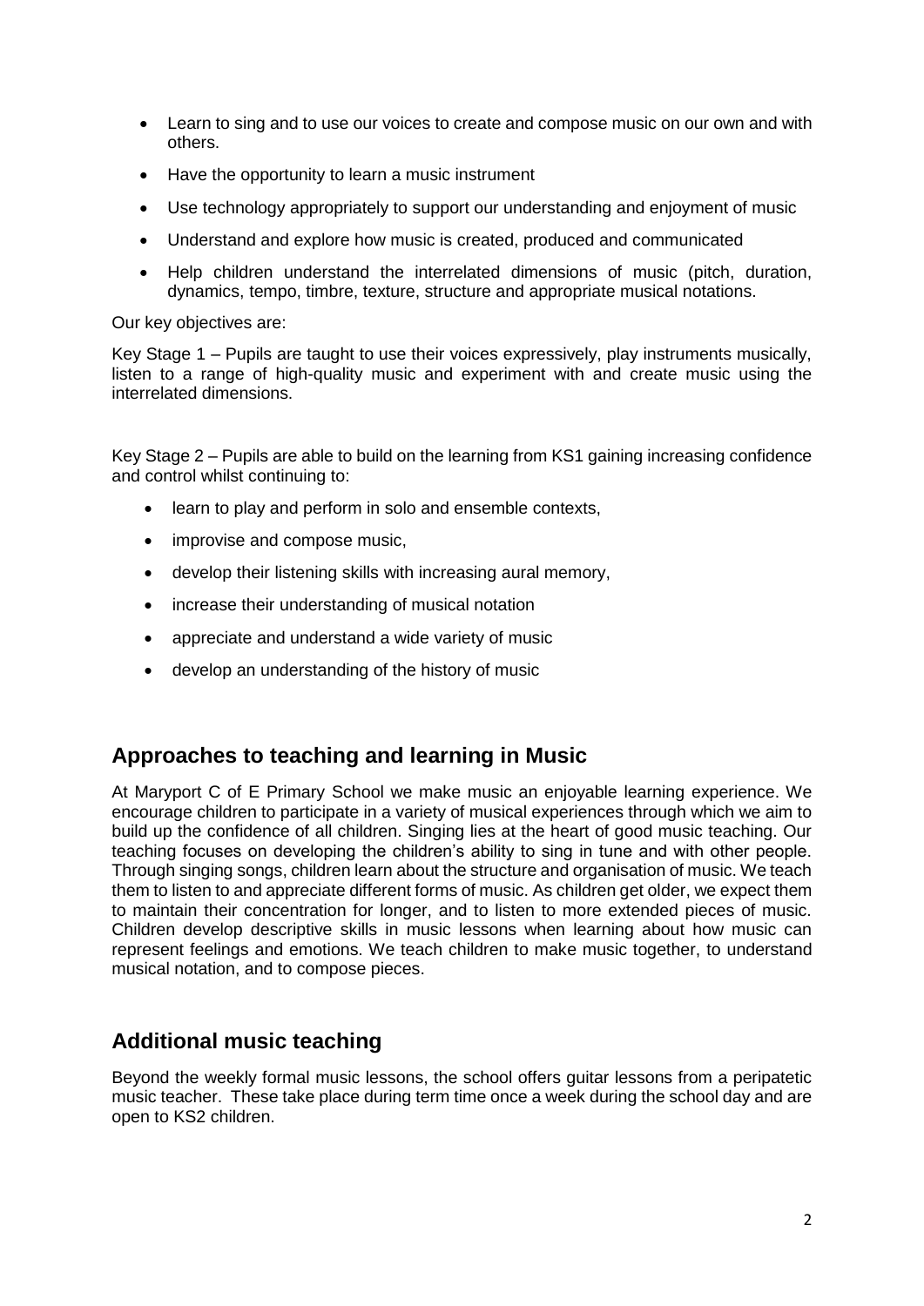- Learn to sing and to use our voices to create and compose music on our own and with others.
- Have the opportunity to learn a music instrument
- Use technology appropriately to support our understanding and enjoyment of music
- Understand and explore how music is created, produced and communicated
- Help children understand the interrelated dimensions of music (pitch, duration, dynamics, tempo, timbre, texture, structure and appropriate musical notations.

Our key objectives are:

Key Stage 1 – Pupils are taught to use their voices expressively, play instruments musically, listen to a range of high-quality music and experiment with and create music using the interrelated dimensions.

Key Stage 2 – Pupils are able to build on the learning from KS1 gaining increasing confidence and control whilst continuing to:

- learn to play and perform in solo and ensemble contexts,
- improvise and compose music,
- develop their listening skills with increasing aural memory,
- increase their understanding of musical notation
- appreciate and understand a wide variety of music
- develop an understanding of the history of music

## Approaches to teaching and learning in Music

At Maryport C of E Primary School we make music an enjoyable learning experience. We encourage children to participate in a variety of musical experiences through which we aim to build up the confidence of all children. Singing lies at the heart of good music teaching. Our teaching focuses on developing the children's ability to sing in tune and with other people. Through singing songs, children learn about the structure and organisation of music. We teach them to listen to and appreciate different forms of music. As children get older, we expect them to maintain their concentration for longer, and to listen to more extended pieces of music. Children develop descriptive skills in music lessons when learning about how music can represent feelings and emotions. We teach children to make music together, to understand musical notation, and to compose pieces.

## Additional music teaching

Beyond the weekly formal music lessons, the school offers guitar lessons from a peripatetic music teacher. These take place during term time once a week during the school day and are open to KS2 children.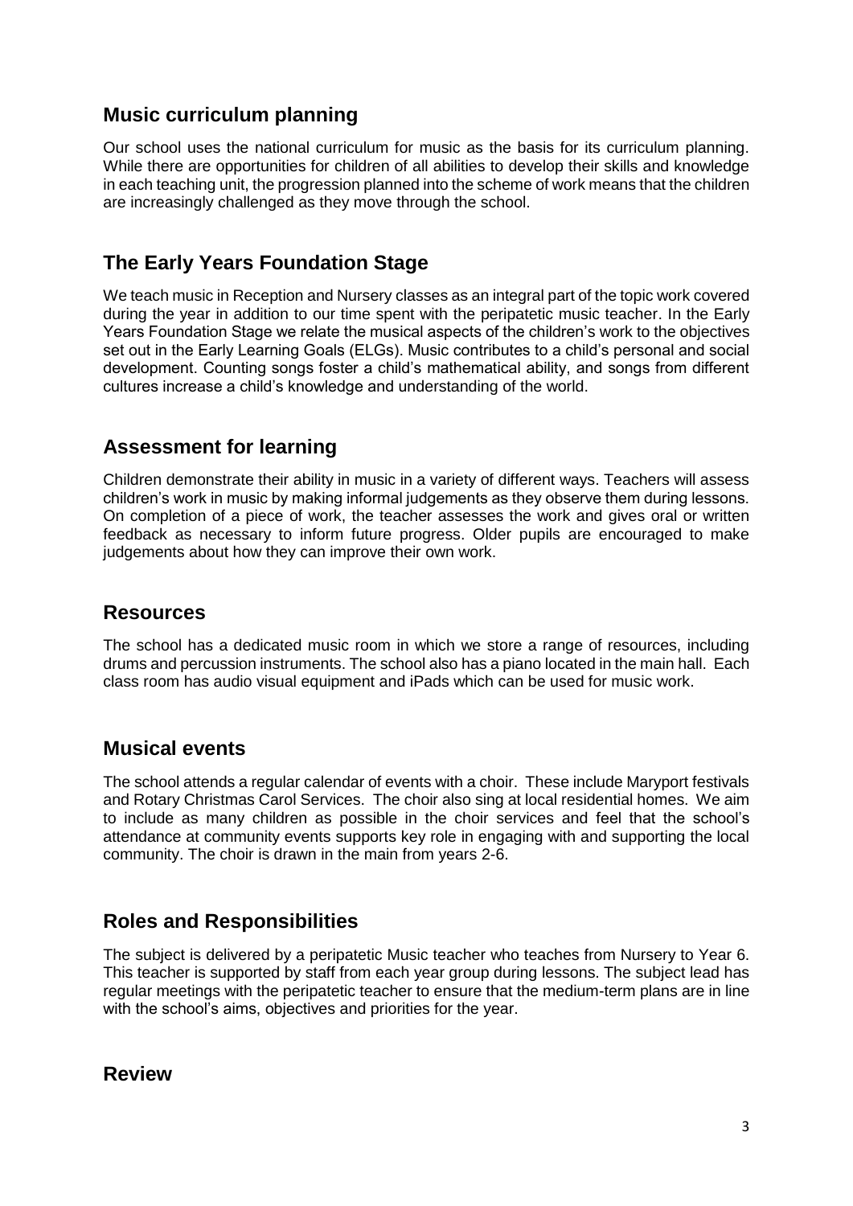## Music curriculum planning

Our school uses the national curriculum for music as the basis for its curriculum planning. While there are opportunities for children of all abilities to develop their skills and knowledge in each teaching unit, the progression planned into the scheme of work means that the children are increasingly challenged as they move through the school.

## The Early Years Foundation Stage

We teach music in Reception and Nursery classes as an integral part of the topic work covered during the year in addition to our time spent with the peripatetic music teacher. In the Early Years Foundation Stage we relate the musical aspects of the children's work to the objectives set out in the Early Learning Goals (ELGs). Music contributes to a child's personal and social development. Counting songs foster a child's mathematical ability, and songs from different cultures increase a child's knowledge and understanding of the world.

## Assessment for learning

Children demonstrate their ability in music in a variety of different ways. Teachers will assess children's work in music by making informal judgements as they observe them during lessons. On completion of a piece of work, the teacher assesses the work and gives oral or written feedback as necessary to inform future progress. Older pupils are encouraged to make judgements about how they can improve their own work.

## Resources

The school has a dedicated music room in which we store a range of resources, including drums and percussion instruments. The school also has a piano located in the main hall. Each class room has audio visual equipment and iPads which can be used for music work.

## Musical events

The school attends a regular calendar of events with a choir. These include Maryport festivals and Rotary Christmas Carol Services. The choir also sing at local residential homes. We aim to include as many children as possible in the choir services and feel that the school's attendance at community events supports key role in engaging with and supporting the local community. The choir is drawn in the main from years 2-6.

## Roles and Responsibilities

The subject is delivered by a peripatetic Music teacher who teaches from Nursery to Year 6. This teacher is supported by staff from each year group during lessons. The subject lead has regular meetings with the peripatetic teacher to ensure that the medium-term plans are in line with the school's aims, objectives and priorities for the year.

## Review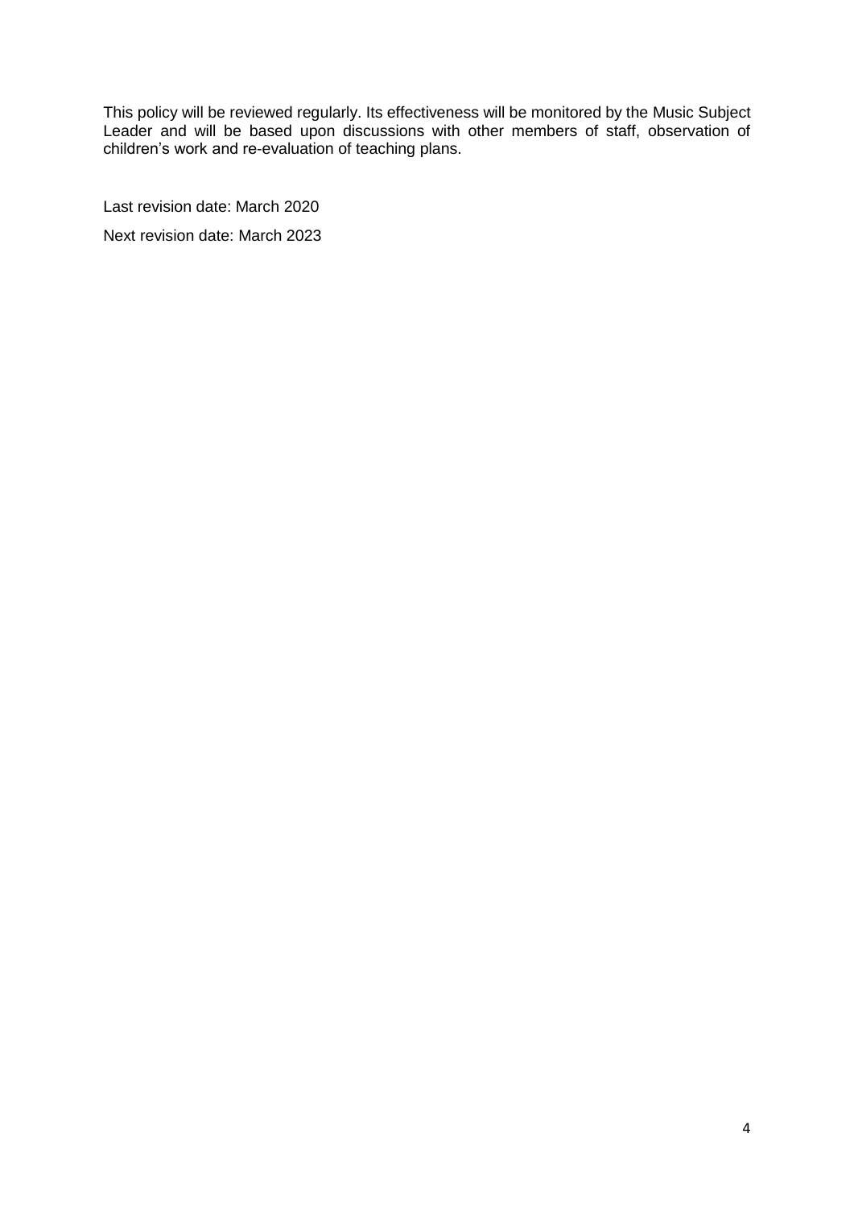This policy will be reviewed regularly. Its effectiveness will be monitored by the Music Subject Leader and will be based upon discussions with other members of staff, observation of children's work and re-evaluation of teaching plans.

Last revision date: March 2020

Next revision date: March 2023